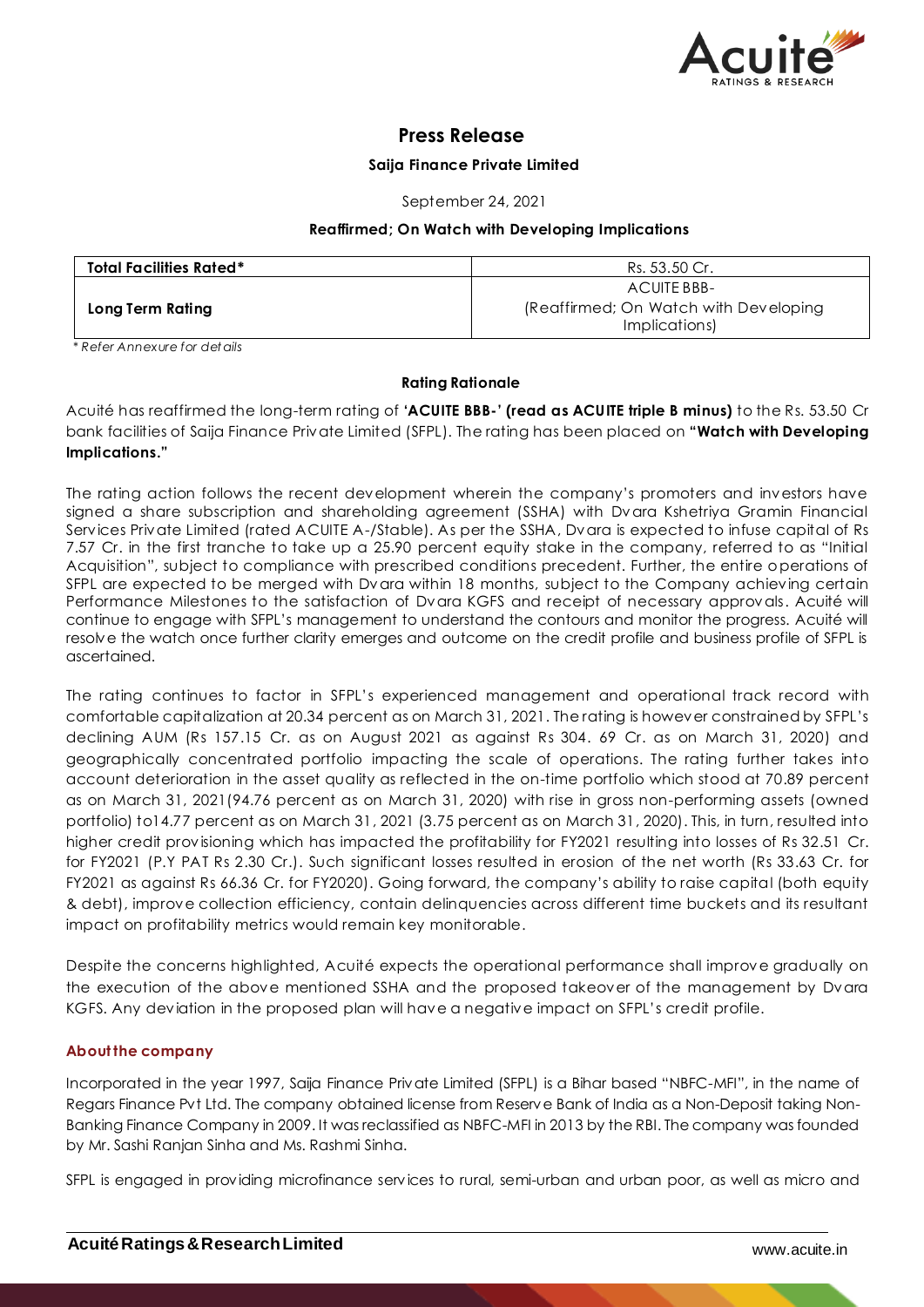# Press Release

**Saija Finance Private Limited**

September 24, 2021

**Reaffirmed; On Watch with Developing Implications**

| **Total Facilities Rated*** | Rs. 53.50 Cr. |
|---|---|
| **Long Term Rating** | ACUITE BBB-<br>(Reaffirmed; On Watch with Developing Implications) |

*\* Refer Annexure for details*

**Rating Rationale**

Acuité has reaffirmed the long-term rating of **'ACUITE BBB-' (read as ACUITE triple B minus)** to the Rs. 53.50 Cr bank facilities of Saija Finance Private Limited (SFPL). The rating has been placed on **"Watch with Developing Implications."**

The rating action follows the recent development wherein the company's promoters and investors have signed a share subscription and shareholding agreement (SSHA) with Dvara Kshetriya Gramin Financial Services Private Limited (rated ACUITE A-/Stable). As per the SSHA, Dvara is expected to infuse capital of Rs 7.57 Cr. in the first tranche to take up a 25.90 percent equity stake in the company, referred to as "Initial Acquisition", subject to compliance with prescribed conditions precedent. Further, the entire operations of SFPL are expected to be merged with Dvara within 18 months, subject to the Company achieving certain Performance Milestones to the satisfaction of Dvara KGFS and receipt of necessary approvals. Acuité will continue to engage with SFPL's management to understand the contours and monitor the progress. Acuité will resolve the watch once further clarity emerges and outcome on the credit profile and business profile of SFPL is ascertained.

The rating continues to factor in SFPL's experienced management and operational track record with comfortable capitalization at 20.34 percent as on March 31, 2021. The rating is however constrained by SFPL's declining AUM (Rs 157.15 Cr. as on August 2021 as against Rs 304. 69 Cr. as on March 31, 2020) and geographically concentrated portfolio impacting the scale of operations. The rating further takes into account deterioration in the asset quality as reflected in the on-time portfolio which stood at 70.89 percent as on March 31, 2021(94.76 percent as on March 31, 2020) with rise in gross non-performing assets (owned portfolio) to14.77 percent as on March 31, 2021 (3.75 percent as on March 31, 2020). This, in turn, resulted into higher credit provisioning which has impacted the profitability for FY2021 resulting into losses of Rs 32.51 Cr. for FY2021 (P.Y PAT Rs 2.30 Cr.). Such significant losses resulted in erosion of the net worth (Rs 33.63 Cr. for FY2021 as against Rs 66.36 Cr. for FY2020). Going forward, the company's ability to raise capital (both equity & debt), improve collection efficiency, contain delinquencies across different time buckets and its resultant impact on profitability metrics would remain key monitorable.

Despite the concerns highlighted, Acuité expects the operational performance shall improve gradually on the execution of the above mentioned SSHA and the proposed takeover of the management by Dvara KGFS. Any deviation in the proposed plan will have a negative impact on SFPL's credit profile.

### About the company

Incorporated in the year 1997, Saija Finance Private Limited (SFPL) is a Bihar based "NBFC-MFI", in the name of Regars Finance Pvt Ltd. The company obtained license from Reserve Bank of India as a Non-Deposit taking Non-Banking Finance Company in 2009. It was reclassified as NBFC-MFI in 2013 by the RBI. The company was founded by Mr. Sashi Ranjan Sinha and Ms. Rashmi Sinha.

SFPL is engaged in providing microfinance services to rural, semi-urban and urban poor, as well as micro and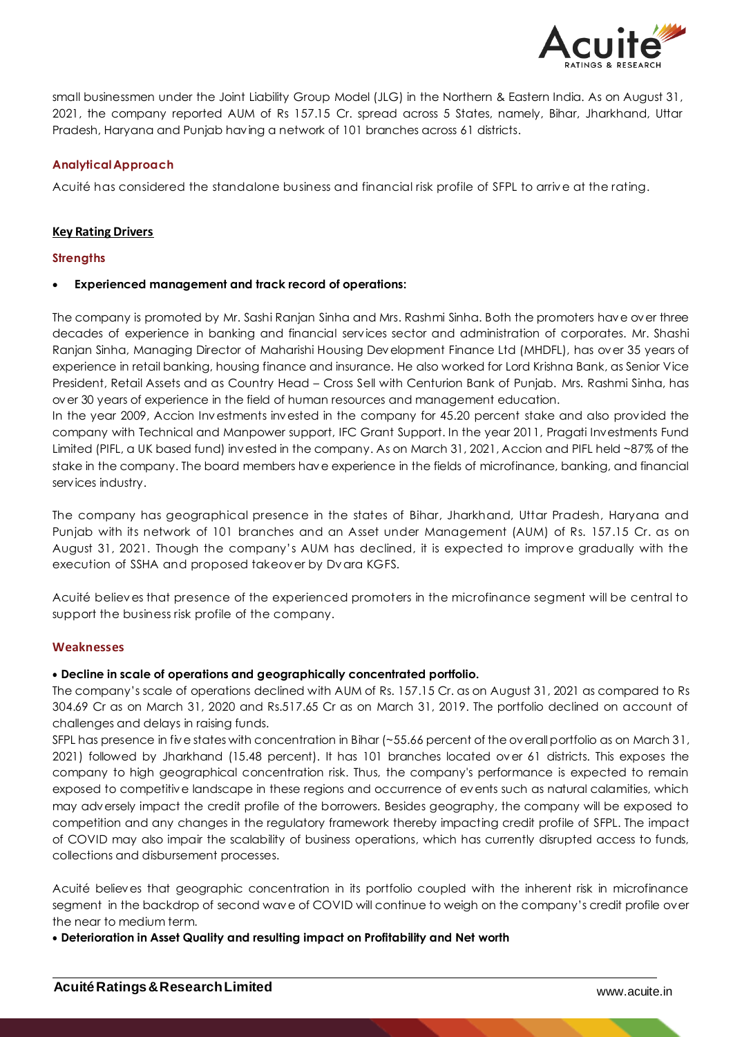small businessmen under the Joint Liability Group Model (JLG) in the Northern & Eastern India. As on August 31, 2021, the company reported AUM of Rs 157.15 Cr. spread across 5 States, namely, Bihar, Jharkhand, Uttar Pradesh, Haryana and Punjab having a network of 101 branches across 61 districts.

### Analytical Approach

Acuité has considered the standalone business and financial risk profile of SFPL to arrive at the rating.

## Key Rating Drivers

### Strengths

- **Experienced management and track record of operations:**

The company is promoted by Mr. Sashi Ranjan Sinha and Mrs. Rashmi Sinha. Both the promoters have over three decades of experience in banking and financial services sector and administration of corporates. Mr. Shashi Ranjan Sinha, Managing Director of Maharishi Housing Development Finance Ltd (MHDFL), has over 35 years of experience in retail banking, housing finance and insurance. He also worked for Lord Krishna Bank, as Senior Vice President, Retail Assets and as Country Head – Cross Sell with Centurion Bank of Punjab. Mrs. Rashmi Sinha, has over 30 years of experience in the field of human resources and management education.
In the year 2009, Accion Investments invested in the company for 45.20 percent stake and also provided the company with Technical and Manpower support, IFC Grant Support. In the year 2011, Pragati Investments Fund Limited (PIFL, a UK based fund) invested in the company. As on March 31, 2021, Accion and PIFL held ~87% of the stake in the company. The board members have experience in the fields of microfinance, banking, and financial services industry.

The company has geographical presence in the states of Bihar, Jharkhand, Uttar Pradesh, Haryana and Punjab with its network of 101 branches and an Asset under Management (AUM) of Rs. 157.15 Cr. as on August 31, 2021. Though the company's AUM has declined, it is expected to improve gradually with the execution of SSHA and proposed takeover by Dvara KGFS.

Acuité believes that presence of the experienced promoters in the microfinance segment will be central to support the business risk profile of the company.

### Weaknesses

- **Decline in scale of operations and geographically concentrated portfolio.**

The company's scale of operations declined with AUM of Rs. 157.15 Cr. as on August 31, 2021 as compared to Rs 304.69 Cr as on March 31, 2020 and Rs.517.65 Cr as on March 31, 2019. The portfolio declined on account of challenges and delays in raising funds.
SFPL has presence in five states with concentration in Bihar (~55.66 percent of the overall portfolio as on March 31, 2021) followed by Jharkhand (15.48 percent). It has 101 branches located over 61 districts. This exposes the company to high geographical concentration risk. Thus, the company's performance is expected to remain exposed to competitive landscape in these regions and occurrence of events such as natural calamities, which may adversely impact the credit profile of the borrowers. Besides geography, the company will be exposed to competition and any changes in the regulatory framework thereby impacting credit profile of SFPL. The impact of COVID may also impair the scalability of business operations, which has currently disrupted access to funds, collections and disbursement processes.

Acuité believes that geographic concentration in its portfolio coupled with the inherent risk in microfinance segment in the backdrop of second wave of COVID will continue to weigh on the company's credit profile over the near to medium term.

- **Deterioration in Asset Quality and resulting impact on Profitability and Net worth**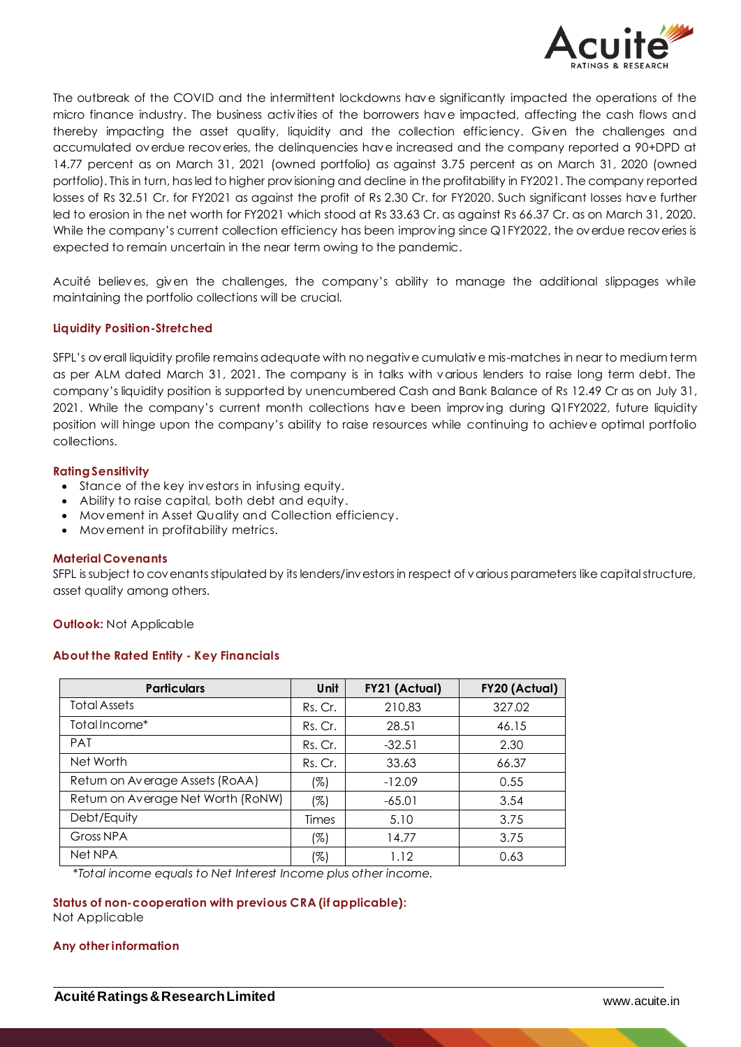The outbreak of the COVID and the intermittent lockdowns have significantly impacted the operations of the micro finance industry. The business activities of the borrowers have impacted, affecting the cash flows and thereby impacting the asset quality, liquidity and the collection efficiency. Given the challenges and accumulated overdue recoveries, the delinquencies have increased and the company reported a 90+DPD at 14.77 percent as on March 31, 2021 (owned portfolio) as against 3.75 percent as on March 31, 2020 (owned portfolio). This in turn, has led to higher provisioning and decline in the profitability in FY2021. The company reported losses of Rs 32.51 Cr. for FY2021 as against the profit of Rs 2.30 Cr. for FY2020. Such significant losses have further led to erosion in the net worth for FY2021 which stood at Rs 33.63 Cr. as against Rs 66.37 Cr. as on March 31, 2020. While the company's current collection efficiency has been improving since Q1FY2022, the overdue recoveries is expected to remain uncertain in the near term owing to the pandemic.

Acuité believes, given the challenges, the company's ability to manage the additional slippages while maintaining the portfolio collections will be crucial.

**Liquidity Position-Stretched**

SFPL's overall liquidity profile remains adequate with no negative cumulative mis-matches in near to medium term as per ALM dated March 31, 2021. The company is in talks with various lenders to raise long term debt. The company's liquidity position is supported by unencumbered Cash and Bank Balance of Rs 12.49 Cr as on July 31, 2021. While the company's current month collections have been improving during Q1FY2022, future liquidity position will hinge upon the company's ability to raise resources while continuing to achieve optimal portfolio collections.

**Rating Sensitivity**

- Stance of the key investors in infusing equity.
- Ability to raise capital, both debt and equity.
- Movement in Asset Quality and Collection efficiency.
- Movement in profitability metrics.

**Material Covenants**

SFPL is subject to covenants stipulated by its lenders/investors in respect of various parameters like capital structure, asset quality among others.

**Outlook:** Not Applicable

**About the Rated Entity - Key Financials**

| Particulars | Unit | FY21 (Actual) | FY20 (Actual) |
|---|---|---|---|
| Total Assets | Rs. Cr. | 210.83 | 327.02 |
| Total Income* | Rs. Cr. | 28.51 | 46.15 |
| PAT | Rs. Cr. | -32.51 | 2.30 |
| Net Worth | Rs. Cr. | 33.63 | 66.37 |
| Return on Average Assets (RoAA) | (%) | -12.09 | 0.55 |
| Return on Average Net Worth (RoNW) | (%) | -65.01 | 3.54 |
| Debt/Equity | Times | 5.10 | 3.75 |
| Gross NPA | (%) | 14.77 | 3.75 |
| Net NPA | (%) | 1.12 | 0.63 |

*\*Total income equals to Net Interest Income plus other income.*

**Status of non-cooperation with previous CRA (if applicable):**
Not Applicable

**Any other information**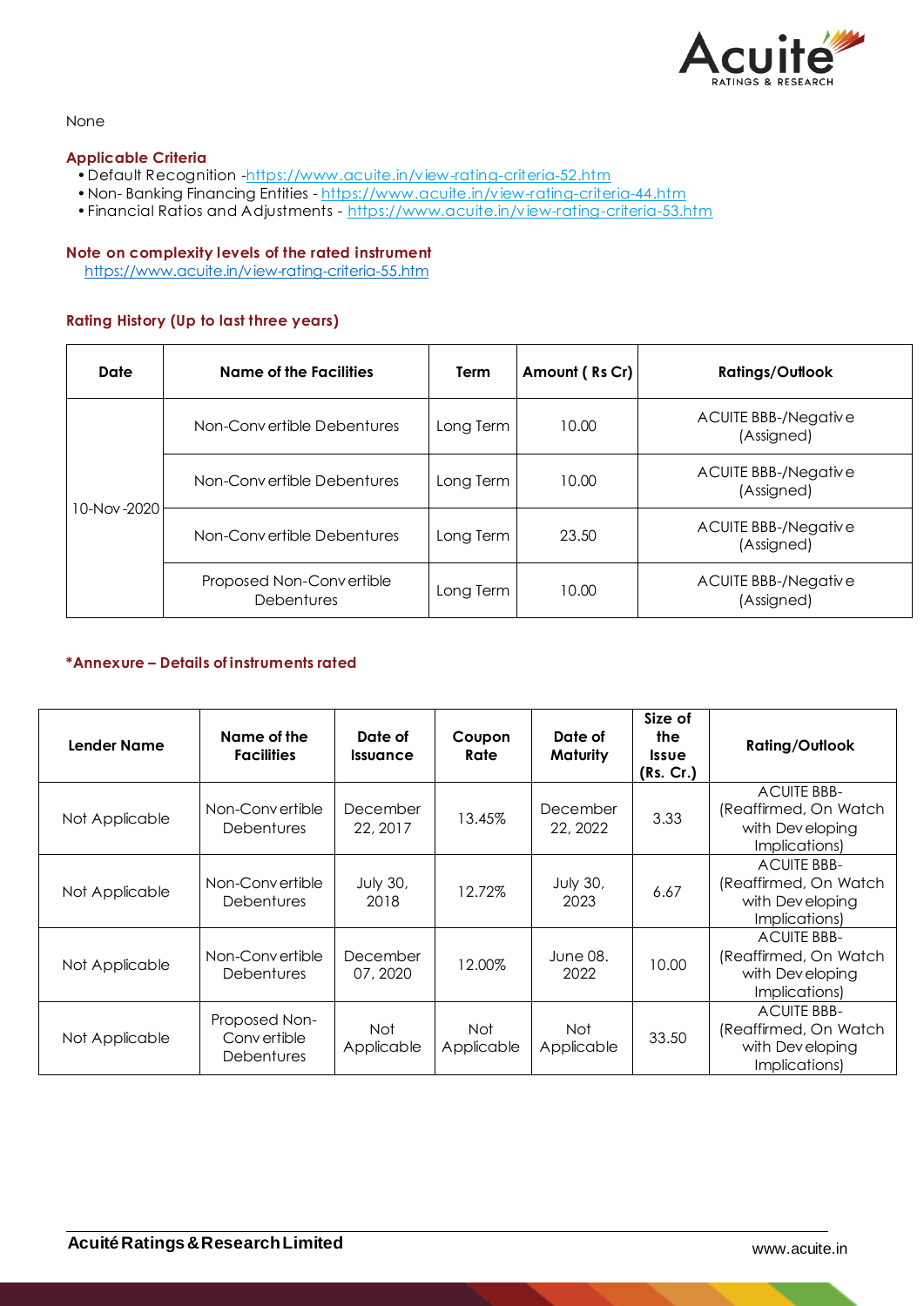None

### Applicable Criteria

- Default Recognition -https://www.acuite.in/view-rating-criteria-52.htm
- Non- Banking Financing Entities - https://www.acuite.in/view-rating-criteria-44.htm
- Financial Ratios and Adjustments - https://www.acuite.in/view-rating-criteria-53.htm

### Note on complexity levels of the rated instrument

https://www.acuite.in/view-rating-criteria-55.htm

### Rating History (Up to last three years)

| Date | Name of the Facilities | Term | Amount ( Rs Cr) | Ratings/Outlook |
|---|---|---|---|---|
| 10-Nov-2020 | Non-Convertible Debentures | Long Term | 10.00 | ACUITE BBB-/Negative (Assigned) |
| | Non-Convertible Debentures | Long Term | 10.00 | ACUITE BBB-/Negative (Assigned) |
| | Non-Convertible Debentures | Long Term | 23.50 | ACUITE BBB-/Negative (Assigned) |
| | Proposed Non-Convertible Debentures | Long Term | 10.00 | ACUITE BBB-/Negative (Assigned) |

### *Annexure – Details of instruments rated

| Lender Name | Name of the Facilities | Date of Issuance | Coupon Rate | Date of Maturity | Size of the Issue (Rs. Cr.) | Rating/Outlook |
|---|---|---|---|---|---|---|
| Not Applicable | Non-Convertible Debentures | December 22, 2017 | 13.45% | December 22, 2022 | 3.33 | ACUITE BBB- (Reaffirmed, On Watch with Developing Implications) |
| Not Applicable | Non-Convertible Debentures | July 30, 2018 | 12.72% | July 30, 2023 | 6.67 | ACUITE BBB- (Reaffirmed, On Watch with Developing Implications) |
| Not Applicable | Non-Convertible Debentures | December 07, 2020 | 12.00% | June 08. 2022 | 10.00 | ACUITE BBB- (Reaffirmed, On Watch with Developing Implications) |
| Not Applicable | Proposed Non-Convertible Debentures | Not Applicable | Not Applicable | Not Applicable | 33.50 | ACUITE BBB- (Reaffirmed, On Watch with Developing Implications) |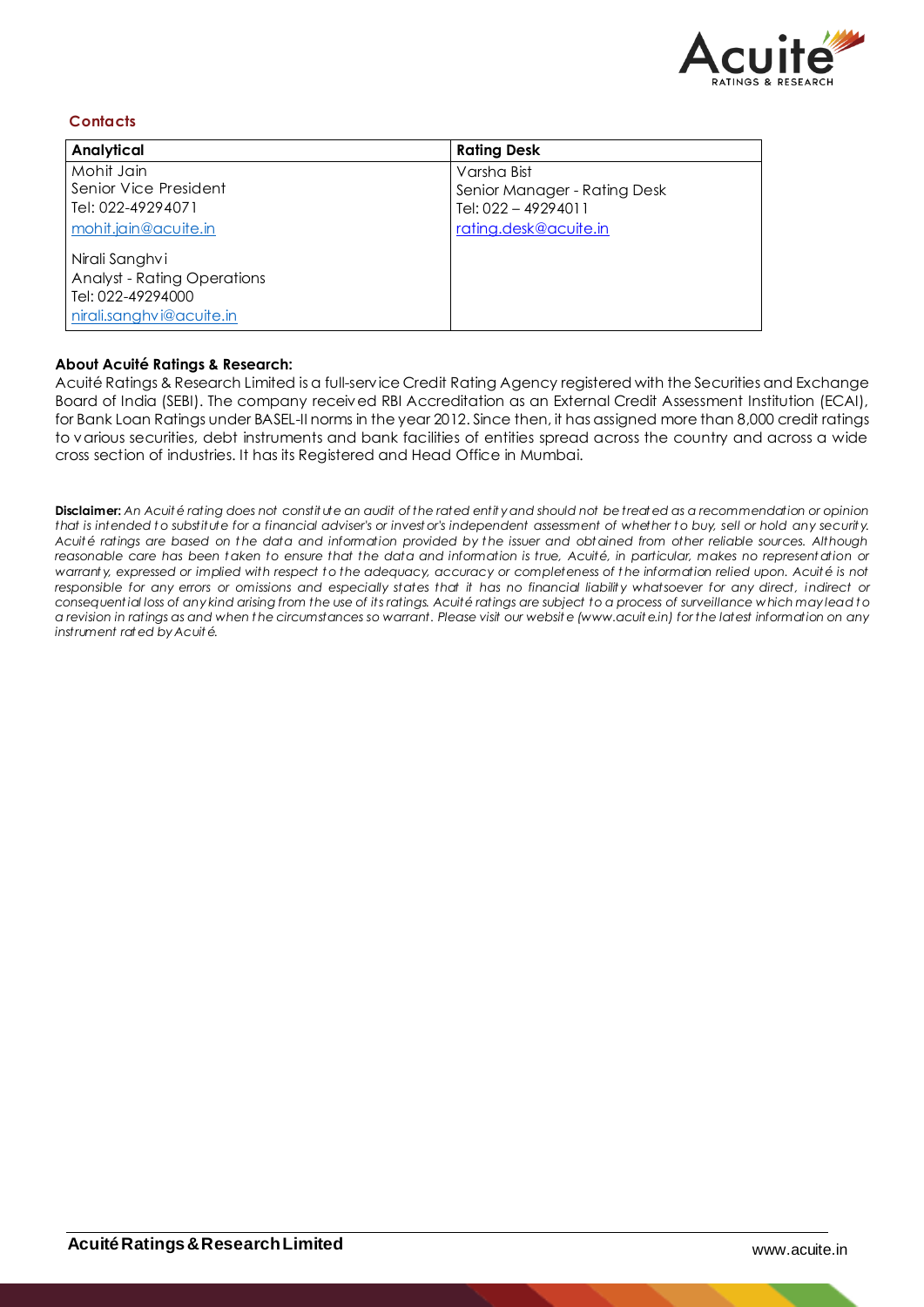### Contacts

| Analytical | Rating Desk |
|---|---|
| Mohit Jain<br>Senior Vice President<br>Tel: 022-49294071<br>mohit.jain@acuite.in<br><br>Nirali Sanghvi<br>Analyst - Rating Operations<br>Tel: 022-49294000<br>nirali.sanghvi@acuite.in | Varsha Bist<br>Senior Manager - Rating Desk<br>Tel: 022 – 49294011<br>rating.desk@acuite.in |

**About Acuité Ratings & Research:**

Acuité Ratings & Research Limited is a full-service Credit Rating Agency registered with the Securities and Exchange Board of India (SEBI). The company received RBI Accreditation as an External Credit Assessment Institution (ECAI), for Bank Loan Ratings under BASEL-II norms in the year 2012. Since then, it has assigned more than 8,000 credit ratings to various securities, debt instruments and bank facilities of entities spread across the country and across a wide cross section of industries. It has its Registered and Head Office in Mumbai.

**Disclaimer:** *An Acuité rating does not constitute an audit of the rated entity and should not be treated as a recommendation or opinion that is intended to substitute for a financial adviser's or investor's independent assessment of whether to buy, sell or hold any security. Acuité ratings are based on the data and information provided by the issuer and obtained from other reliable sources. Although reasonable care has been taken to ensure that the data and information is true, Acuité, in particular, makes no representation or warranty, expressed or implied with respect to the adequacy, accuracy or completeness of the information relied upon. Acuité is not responsible for any errors or omissions and especially states that it has no financial liability whatsoever for any direct, indirect or consequential loss of any kind arising from the use of its ratings. Acuité ratings are subject to a process of surveillance which may lead to a revision in ratings as and when the circumstances so warrant. Please visit our website (www.acuite.in) for the latest information on any instrument rated by Acuité.*